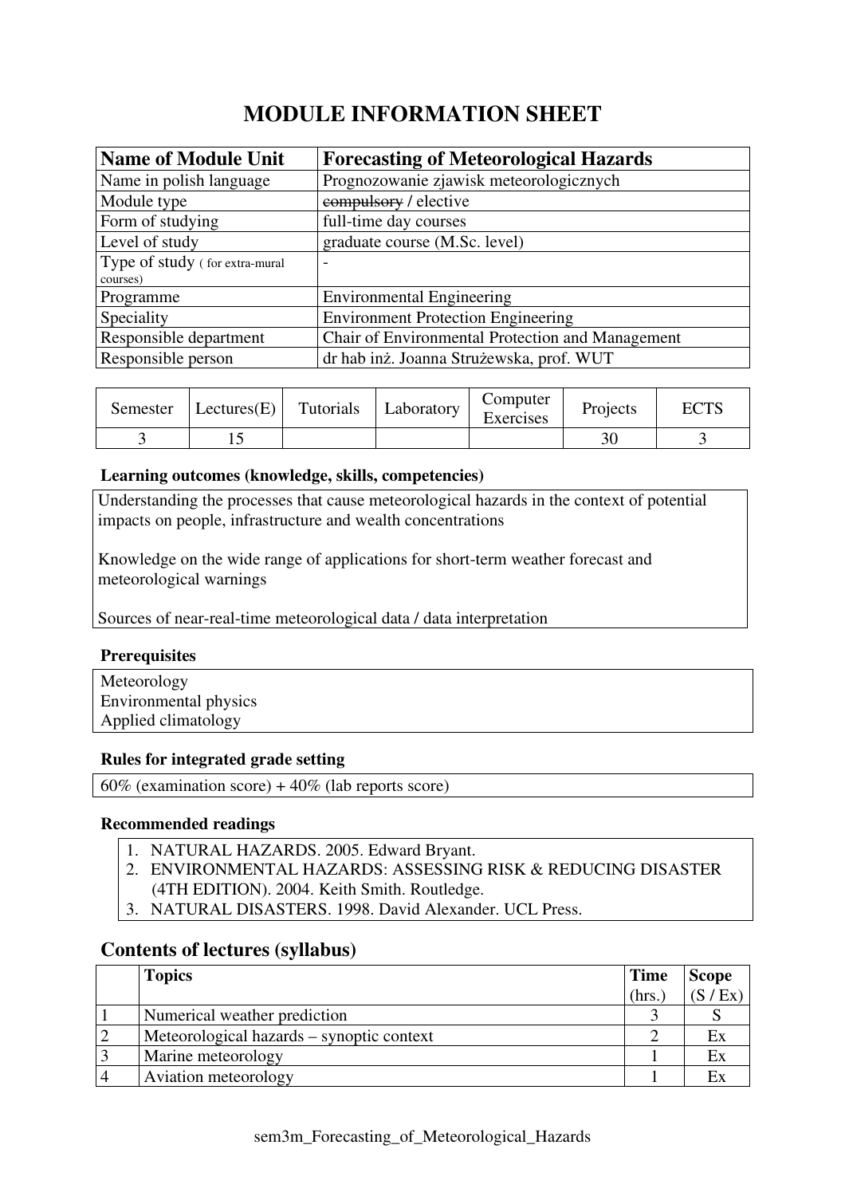# MODULE INFORMATION SHEET

| Name of Module Unit | Forecasting of Meteorological Hazards |
|---|---|
| Name in polish language | Prognozowanie zjawisk meteorologicznych |
| Module type | ~~compulsory~~ / elective |
| Form of studying | full-time day courses |
| Level of study | graduate course (M.Sc. level) |
| Type of study ( for extra-mural courses) | - |
| Programme | Environmental Engineering |
| Speciality | Environment Protection Engineering |
| Responsible department | Chair of Environmental Protection and Management |
| Responsible person | dr hab inż. Joanna Strużewska, prof. WUT |

| Semester | Lectures(E) | Tutorials | Laboratory | Computer Exercises | Projects | ECTS |
|---|---|---|---|---|---|---|
| 3 | 15 | | | | 30 | 3 |

### Learning outcomes (knowledge, skills, competencies)

Understanding the processes that cause meteorological hazards in the context of potential impacts on people, infrastructure and wealth concentrations

Knowledge on the wide range of applications for short-term weather forecast and meteorological warnings

Sources of near-real-time meteorological data / data interpretation

### Prerequisites

Meteorology
Environmental physics
Applied climatology

### Rules for integrated grade setting

60% (examination score) + 40% (lab reports score)

### Recommended readings

1. NATURAL HAZARDS. 2005. Edward Bryant.
2. ENVIRONMENTAL HAZARDS: ASSESSING RISK & REDUCING DISASTER (4TH EDITION). 2004. Keith Smith. Routledge.
3. NATURAL DISASTERS. 1998. David Alexander. UCL Press.

## Contents of lectures (syllabus)

| | Topics | Time (hrs.) | Scope (S / Ex) |
|---|---|---|---|
| 1 | Numerical weather prediction | 3 | S |
| 2 | Meteorological hazards – synoptic context | 2 | Ex |
| 3 | Marine meteorology | 1 | Ex |
| 4 | Aviation meteorology | 1 | Ex |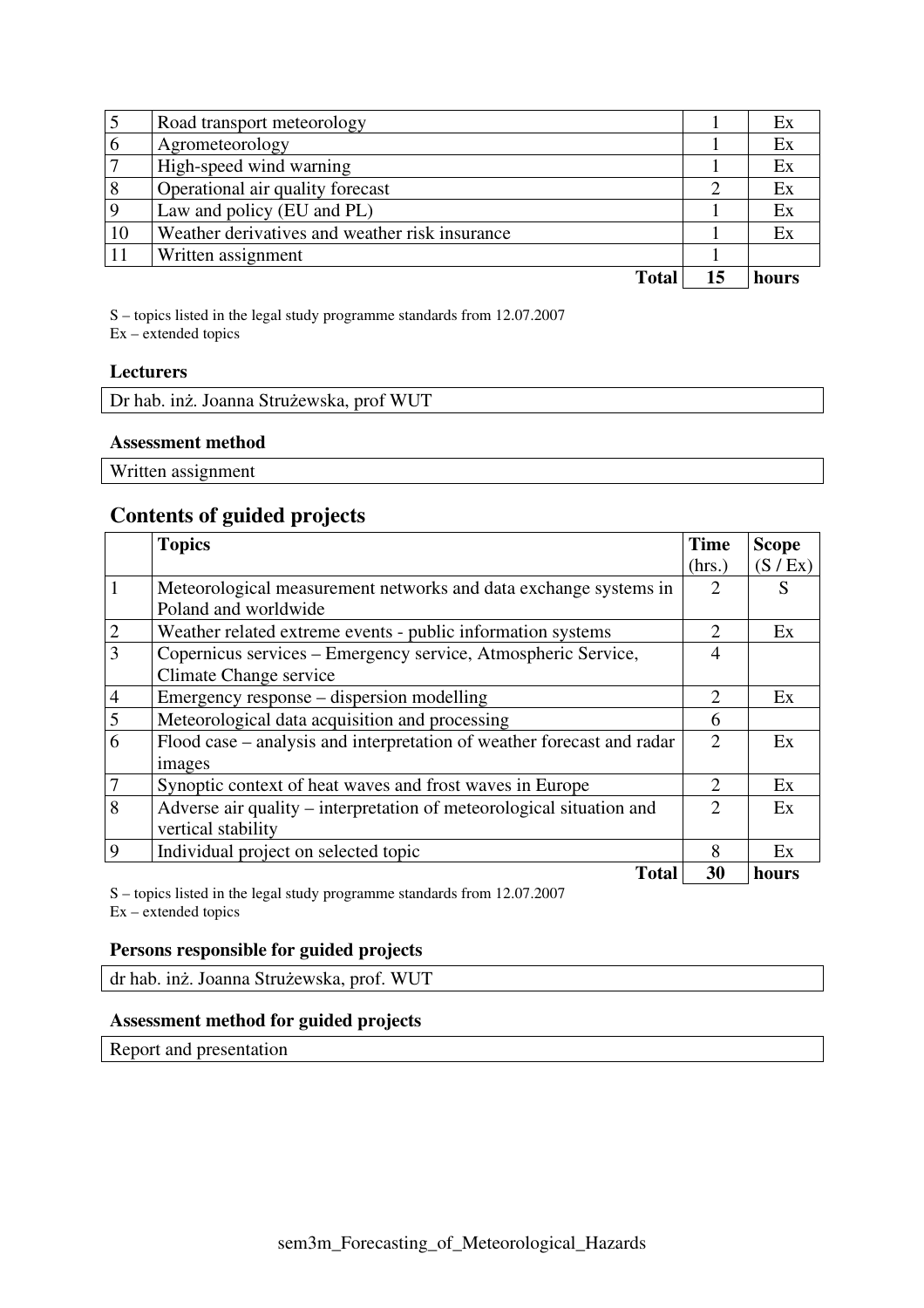| | | | |
|---|---|---|---|
| 5 | Road transport meteorology | 1 | Ex |
| 6 | Agrometeorology | 1 | Ex |
| 7 | High-speed wind warning | 1 | Ex |
| 8 | Operational air quality forecast | 2 | Ex |
| 9 | Law and policy (EU and PL) | 1 | Ex |
| 10 | Weather derivatives and weather risk insurance | 1 | Ex |
| 11 | Written assignment | 1 | |
| | **Total** | **15** | **hours** |

S – topics listed in the legal study programme standards from 12.07.2007
Ex – extended topics

**Lecturers**

Dr hab. inż. Joanna Strużewska, prof WUT

**Assessment method**

Written assignment

## Contents of guided projects

| | **Topics** | **Time** (hrs.) | **Scope** (S / Ex) |
|---|---|---|---|
| 1 | Meteorological measurement networks and data exchange systems in Poland and worldwide | 2 | S |
| 2 | Weather related extreme events - public information systems | 2 | Ex |
| 3 | Copernicus services – Emergency service, Atmospheric Service, Climate Change service | 4 | |
| 4 | Emergency response – dispersion modelling | 2 | Ex |
| 5 | Meteorological data acquisition and processing | 6 | |
| 6 | Flood case – analysis and interpretation of weather forecast and radar images | 2 | Ex |
| 7 | Synoptic context of heat waves and frost waves in Europe | 2 | Ex |
| 8 | Adverse air quality – interpretation of meteorological situation and vertical stability | 2 | Ex |
| 9 | Individual project on selected topic | 8 | Ex |
| | **Total** | **30** | **hours** |

S – topics listed in the legal study programme standards from 12.07.2007
Ex – extended topics

**Persons responsible for guided projects**

dr hab. inż. Joanna Strużewska, prof. WUT

**Assessment method for guided projects**

Report and presentation